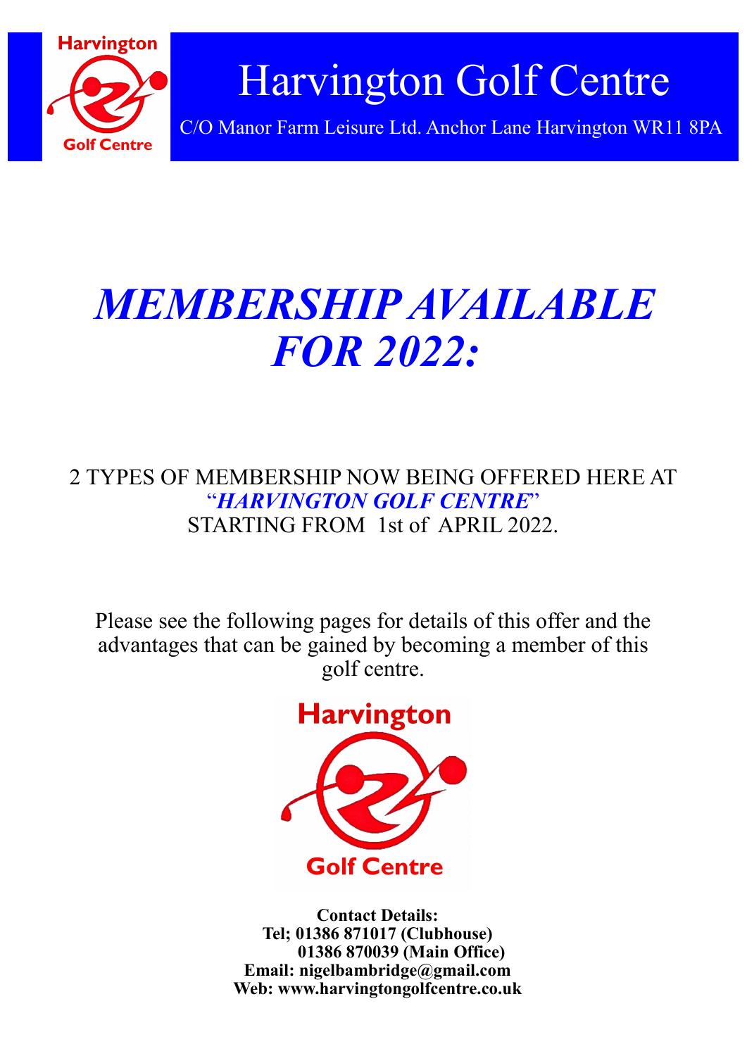# Harvington Golf Centre

C/O Manor Farm Leisure Ltd. Anchor Lane Harvington WR11 8PA

# *MEMBERSHIP AVAILABLE FOR 2022:*

2 TYPES OF MEMBERSHIP NOW BEING OFFERED HERE AT "***HARVINGTON GOLF CENTRE***" STARTING FROM 1st of APRIL 2022.

Please see the following pages for details of this offer and the advantages that can be gained by becoming a member of this golf centre.

**Contact Details:**
**Tel; 01386 871017 (Clubhouse)**
**01386 870039 (Main Office)**
**Email: nigelbambridge@gmail.com**
**Web: www.harvingtongolfcentre.co.uk**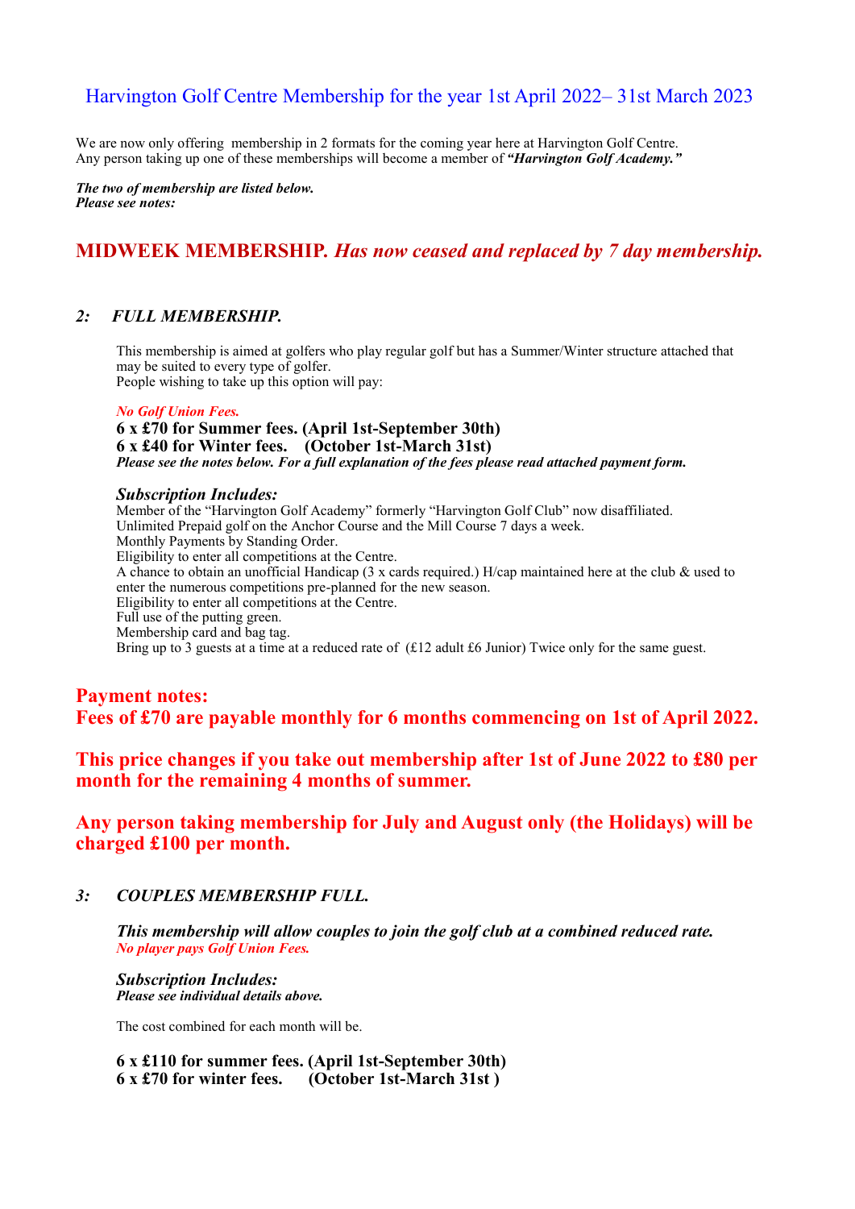# Harvington Golf Centre Membership for the year 1st April 2022– 31st March 2023

We are now only offering membership in 2 formats for the coming year here at Harvington Golf Centre.
Any person taking up one of these memberships will become a member of ***"Harvington Golf Academy."***

***The two of membership are listed below.***
***Please see notes:***

## **MIDWEEK MEMBERSHIP.** ***Has now ceased and replaced by 7 day membership.***

### ***2: FULL MEMBERSHIP.***

This membership is aimed at golfers who play regular golf but has a Summer/Winter structure attached that may be suited to every type of golfer.
People wishing to take up this option will pay:

***No Golf Union Fees.***
**6 x £70 for Summer fees. (April 1st-September 30th)**
**6 x £40 for Winter fees. (October 1st-March 31st)**
***Please see the notes below. For a full explanation of the fees please read attached payment form.***

***Subscription Includes:***
Member of the "Harvington Golf Academy" formerly "Harvington Golf Club" now disaffiliated.
Unlimited Prepaid golf on the Anchor Course and the Mill Course 7 days a week.
Monthly Payments by Standing Order.
Eligibility to enter all competitions at the Centre.
A chance to obtain an unofficial Handicap (3 x cards required.) H/cap maintained here at the club & used to enter the numerous competitions pre-planned for the new season.
Eligibility to enter all competitions at the Centre.
Full use of the putting green.
Membership card and bag tag.
Bring up to 3 guests at a time at a reduced rate of (£12 adult £6 Junior) Twice only for the same guest.

**Payment notes:**
**Fees of £70 are payable monthly for 6 months commencing on 1st of April 2022.**

**This price changes if you take out membership after 1st of June 2022 to £80 per month for the remaining 4 months of summer.**

**Any person taking membership for July and August only (the Holidays) will be charged £100 per month.**

### ***3: COUPLES MEMBERSHIP FULL.***

***This membership will allow couples to join the golf club at a combined reduced rate.***
***No player pays Golf Union Fees.***

***Subscription Includes:***
***Please see individual details above.***

The cost combined for each month will be.

**6 x £110 for summer fees. (April 1st-September 30th)**
**6 x £70 for winter fees. (October 1st-March 31st )**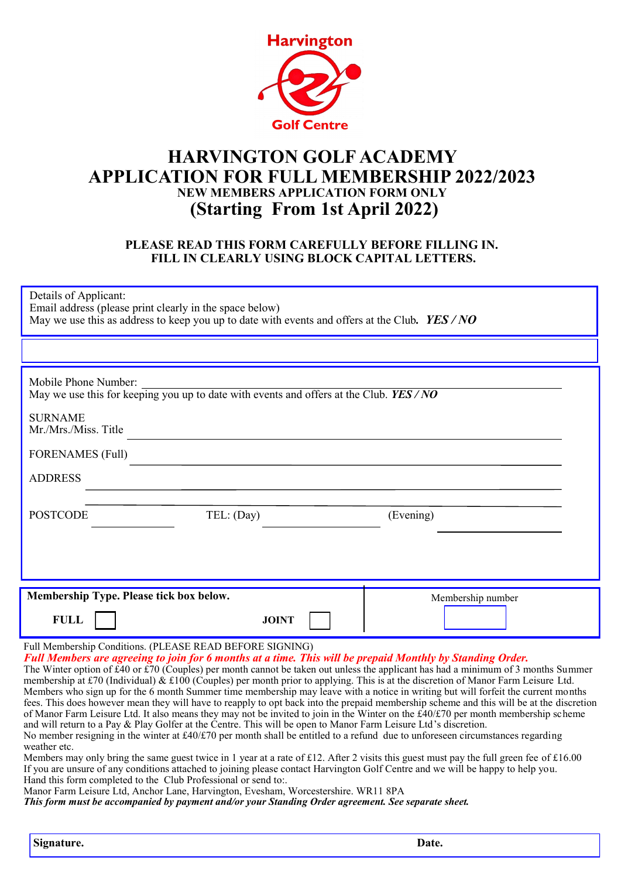Harvington

Golf Centre

# HARVINGTON GOLF ACADEMY
# APPLICATION FOR FULL MEMBERSHIP 2022/2023
### NEW MEMBERS APPLICATION FORM ONLY
## (Starting From 1st April 2022)

**PLEASE READ THIS FORM CAREFULLY BEFORE FILLING IN.**
**FILL IN CLEARLY USING BLOCK CAPITAL LETTERS.**

Details of Applicant:
Email address (please print clearly in the space below)
May we use this as address to keep you up to date with events and offers at the Club. ***YES / NO***

Mobile Phone Number: ______________________
May we use this for keeping you up to date with events and offers at the Club. ***YES / NO***

SURNAME
Mr./Mrs./Miss. Title ______________________

FORENAMES (Full) ______________________

ADDRESS ______________________

______________________

POSTCODE ____________ TEL: (Day) ____________ (Evening) ____________

**Membership Type. Please tick box below.**

**FULL** ☐ **JOINT** ☐

Membership number

Full Membership Conditions. (PLEASE READ BEFORE SIGNING)

***Full Members are agreeing to join for 6 months at a time. This will be prepaid Monthly by Standing Order.***

The Winter option of £40 or £70 (Couples) per month cannot be taken out unless the applicant has had a minimum of 3 months Summer membership at £70 (Individual) & £100 (Couples) per month prior to applying. This is at the discretion of Manor Farm Leisure Ltd. Members who sign up for the 6 month Summer time membership may leave with a notice in writing but will forfeit the current months fees. This does however mean they will have to reapply to opt back into the prepaid membership scheme and this will be at the discretion of Manor Farm Leisure Ltd. It also means they may not be invited to join in the Winter on the £40/£70 per month membership scheme and will return to a Pay & Play Golfer at the Centre. This will be open to Manor Farm Leisure Ltd's discretion.

No member resigning in the winter at £40/£70 per month shall be entitled to a refund due to unforeseen circumstances regarding weather etc.

Members may only bring the same guest twice in 1 year at a rate of £12. After 2 visits this guest must pay the full green fee of £16.00

If you are unsure of any conditions attached to joining please contact Harvington Golf Centre and we will be happy to help you.

Hand this form completed to the Club Professional or send to:.

Manor Farm Leisure Ltd, Anchor Lane, Harvington, Evesham, Worcestershire. WR11 8PA

***This form must be accompanied by payment and/or your Standing Order agreement. See separate sheet.***

**Signature.** **Date.**